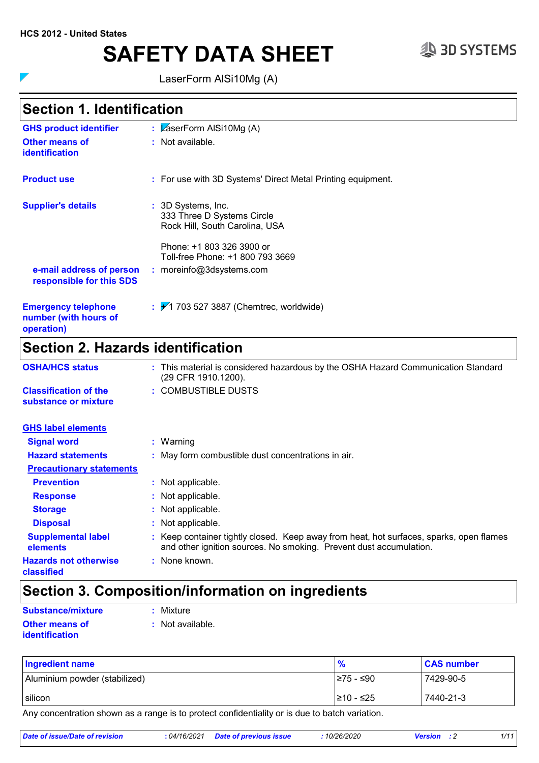HCS 2012 - United States

# SAFETY DATA SHEET

LaserForm AlSi10Mg (A)

## Section 1. Identification

**GHS product identifier** : LaserForm AlSi10Mg (A)

**Other means of identification** : Not available.

**Product use** : For use with 3D Systems' Direct Metal Printing equipment.

**Supplier's details** : 3D Systems, Inc.
333 Three D Systems Circle
Rock Hill, South Carolina, USA

Phone: +1 803 326 3900 or
Toll-free Phone: +1 800 793 3669

**e-mail address of person responsible for this SDS** : moreinfo@3dsystems.com

**Emergency telephone number (with hours of operation)** : +1 703 527 3887 (Chemtrec, worldwide)

## Section 2. Hazards identification

**OSHA/HCS status** : This material is considered hazardous by the OSHA Hazard Communication Standard (29 CFR 1910.1200).

**Classification of the substance or mixture** : COMBUSTIBLE DUSTS

**GHS label elements**

**Signal word** : Warning

**Hazard statements** : May form combustible dust concentrations in air.

**Precautionary statements**

**Prevention** : Not applicable.

**Response** : Not applicable.

**Storage** : Not applicable.

**Disposal** : Not applicable.

**Supplemental label elements** : Keep container tightly closed. Keep away from heat, hot surfaces, sparks, open flames and other ignition sources. No smoking. Prevent dust accumulation.

**Hazards not otherwise classified** : None known.

## Section 3. Composition/information on ingredients

**Substance/mixture** : Mixture

**Other means of identification** : Not available.

| Ingredient name | % | CAS number |
| --- | --- | --- |
| Aluminium powder (stabilized) | ≥75 - ≤90 | 7429-90-5 |
| silicon | ≥10 - ≤25 | 7440-21-3 |

Any concentration shown as a range is to protect confidentiality or is due to batch variation.

*Date of issue/Date of revision* : 04/16/2021 *Date of previous issue* : 10/26/2020 *Version* : 2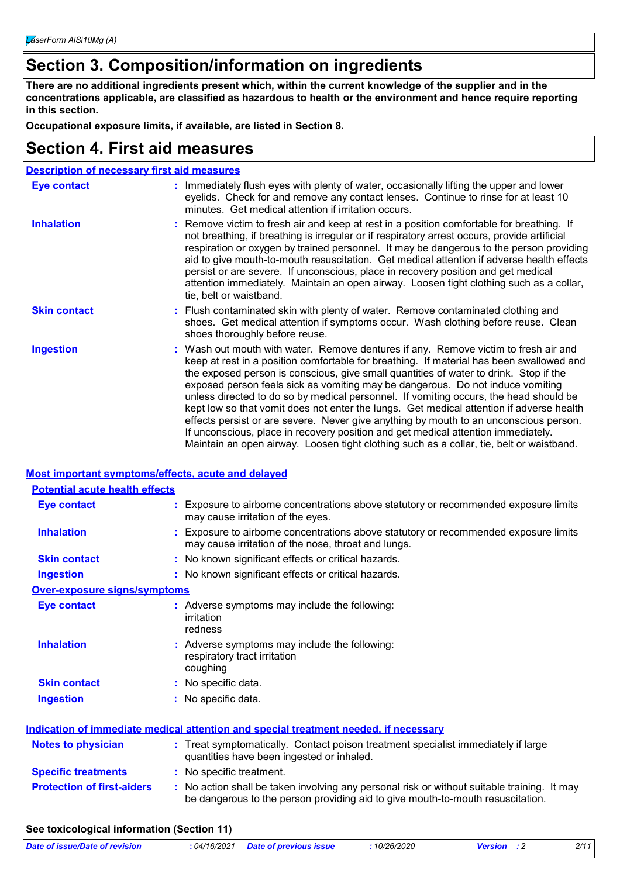# Section 3. Composition/information on ingredients

**There are no additional ingredients present which, within the current knowledge of the supplier and in the concentrations applicable, are classified as hazardous to health or the environment and hence require reporting in this section.**

**Occupational exposure limits, if available, are listed in Section 8.**

# Section 4. First aid measures

## Description of necessary first aid measures

| | |
|---|---|
| **Eye contact** | Immediately flush eyes with plenty of water, occasionally lifting the upper and lower eyelids. Check for and remove any contact lenses. Continue to rinse for at least 10 minutes. Get medical attention if irritation occurs. |
| **Inhalation** | Remove victim to fresh air and keep at rest in a position comfortable for breathing. If not breathing, if breathing is irregular or if respiratory arrest occurs, provide artificial respiration or oxygen by trained personnel. It may be dangerous to the person providing aid to give mouth-to-mouth resuscitation. Get medical attention if adverse health effects persist or are severe. If unconscious, place in recovery position and get medical attention immediately. Maintain an open airway. Loosen tight clothing such as a collar, tie, belt or waistband. |
| **Skin contact** | Flush contaminated skin with plenty of water. Remove contaminated clothing and shoes. Get medical attention if symptoms occur. Wash clothing before reuse. Clean shoes thoroughly before reuse. |
| **Ingestion** | Wash out mouth with water. Remove dentures if any. Remove victim to fresh air and keep at rest in a position comfortable for breathing. If material has been swallowed and the exposed person is conscious, give small quantities of water to drink. Stop if the exposed person feels sick as vomiting may be dangerous. Do not induce vomiting unless directed to do so by medical personnel. If vomiting occurs, the head should be kept low so that vomit does not enter the lungs. Get medical attention if adverse health effects persist or are severe. Never give anything by mouth to an unconscious person. If unconscious, place in recovery position and get medical attention immediately. Maintain an open airway. Loosen tight clothing such as a collar, tie, belt or waistband. |

## Most important symptoms/effects, acute and delayed

### Potential acute health effects

| | |
|---|---|
| **Eye contact** | Exposure to airborne concentrations above statutory or recommended exposure limits may cause irritation of the eyes. |
| **Inhalation** | Exposure to airborne concentrations above statutory or recommended exposure limits may cause irritation of the nose, throat and lungs. |
| **Skin contact** | No known significant effects or critical hazards. |
| **Ingestion** | No known significant effects or critical hazards. |

### Over-exposure signs/symptoms

| | |
|---|---|
| **Eye contact** | Adverse symptoms may include the following:<br>irritation<br>redness |
| **Inhalation** | Adverse symptoms may include the following:<br>respiratory tract irritation<br>coughing |
| **Skin contact** | No specific data. |
| **Ingestion** | No specific data. |

## Indication of immediate medical attention and special treatment needed, if necessary

| | |
|---|---|
| **Notes to physician** | Treat symptomatically. Contact poison treatment specialist immediately if large quantities have been ingested or inhaled. |
| **Specific treatments** | No specific treatment. |
| **Protection of first-aiders** | No action shall be taken involving any personal risk or without suitable training. It may be dangerous to the person providing aid to give mouth-to-mouth resuscitation. |

**See toxicological information (Section 11)**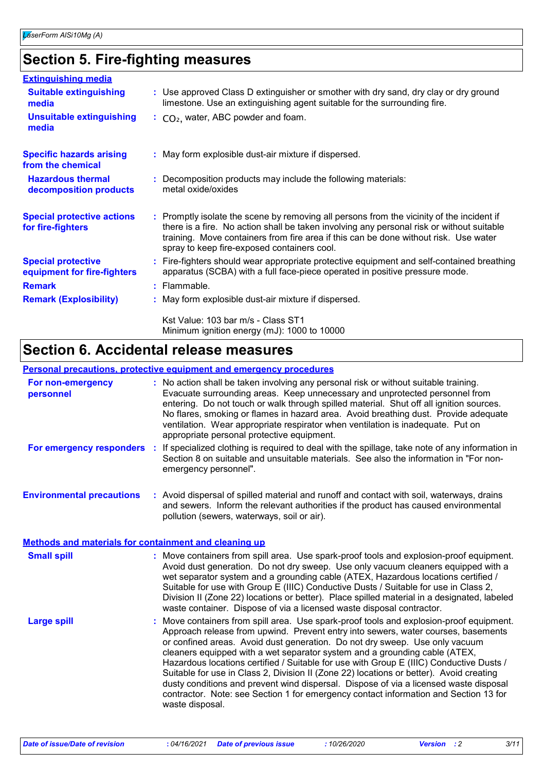## Section 5. Fire-fighting measures

### Extinguishing media

**Suitable extinguishing media** : Use approved Class D extinguisher or smother with dry sand, dry clay or dry ground limestone. Use an extinguishing agent suitable for the surrounding fire.

**Unsuitable extinguishing media** : $CO_2$, water, ABC powder and foam.

**Specific hazards arising from the chemical** : May form explosible dust-air mixture if dispersed.

**Hazardous thermal decomposition products** : Decomposition products may include the following materials: metal oxide/oxides

**Special protective actions for fire-fighters** : Promptly isolate the scene by removing all persons from the vicinity of the incident if there is a fire. No action shall be taken involving any personal risk or without suitable training. Move containers from fire area if this can be done without risk. Use water spray to keep fire-exposed containers cool.

**Special protective equipment for fire-fighters** : Fire-fighters should wear appropriate protective equipment and self-contained breathing apparatus (SCBA) with a full face-piece operated in positive pressure mode.

**Remark** : Flammable.

**Remark (Explosibility)** : May form explosible dust-air mixture if dispersed.

Kst Value: 103 bar m/s - Class ST1
Minimum ignition energy (mJ): 1000 to 10000

## Section 6. Accidental release measures

### Personal precautions, protective equipment and emergency procedures

**For non-emergency personnel** : No action shall be taken involving any personal risk or without suitable training. Evacuate surrounding areas. Keep unnecessary and unprotected personnel from entering. Do not touch or walk through spilled material. Shut off all ignition sources. No flares, smoking or flames in hazard area. Avoid breathing dust. Provide adequate ventilation. Wear appropriate respirator when ventilation is inadequate. Put on appropriate personal protective equipment.

**For emergency responders** : If specialized clothing is required to deal with the spillage, take note of any information in Section 8 on suitable and unsuitable materials. See also the information in "For non-emergency personnel".

**Environmental precautions** : Avoid dispersal of spilled material and runoff and contact with soil, waterways, drains and sewers. Inform the relevant authorities if the product has caused environmental pollution (sewers, waterways, soil or air).

### Methods and materials for containment and cleaning up

**Small spill** : Move containers from spill area. Use spark-proof tools and explosion-proof equipment. Avoid dust generation. Do not dry sweep. Use only vacuum cleaners equipped with a wet separator system and a grounding cable (ATEX, Hazardous locations certified / Suitable for use with Group E (IIIC) Conductive Dusts / Suitable for use in Class 2, Division II (Zone 22) locations or better). Place spilled material in a designated, labeled waste container. Dispose of via a licensed waste disposal contractor.

**Large spill** : Move containers from spill area. Use spark-proof tools and explosion-proof equipment. Approach release from upwind. Prevent entry into sewers, water courses, basements or confined areas. Avoid dust generation. Do not dry sweep. Use only vacuum cleaners equipped with a wet separator system and a grounding cable (ATEX, Hazardous locations certified / Suitable for use with Group E (IIIC) Conductive Dusts / Suitable for use in Class 2, Division II (Zone 22) locations or better). Avoid creating dusty conditions and prevent wind dispersal. Dispose of via a licensed waste disposal contractor. Note: see Section 1 for emergency contact information and Section 13 for waste disposal.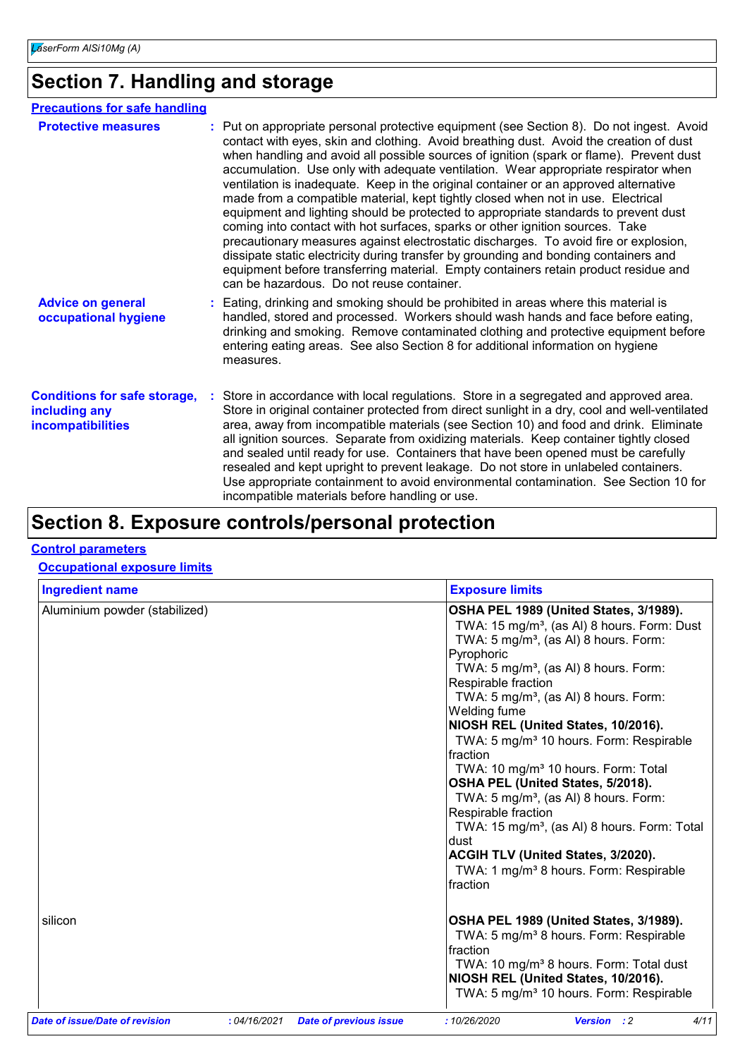# Section 7. Handling and storage

## Precautions for safe handling

**Protective measures** : Put on appropriate personal protective equipment (see Section 8). Do not ingest. Avoid contact with eyes, skin and clothing. Avoid breathing dust. Avoid the creation of dust when handling and avoid all possible sources of ignition (spark or flame). Prevent dust accumulation. Use only with adequate ventilation. Wear appropriate respirator when ventilation is inadequate. Keep in the original container or an approved alternative made from a compatible material, kept tightly closed when not in use. Electrical equipment and lighting should be protected to appropriate standards to prevent dust coming into contact with hot surfaces, sparks or other ignition sources. Take precautionary measures against electrostatic discharges. To avoid fire or explosion, dissipate static electricity during transfer by grounding and bonding containers and equipment before transferring material. Empty containers retain product residue and can be hazardous. Do not reuse container.

**Advice on general occupational hygiene** : Eating, drinking and smoking should be prohibited in areas where this material is handled, stored and processed. Workers should wash hands and face before eating, drinking and smoking. Remove contaminated clothing and protective equipment before entering eating areas. See also Section 8 for additional information on hygiene measures.

**Conditions for safe storage, including any incompatibilities** : Store in accordance with local regulations. Store in a segregated and approved area. Store in original container protected from direct sunlight in a dry, cool and well-ventilated area, away from incompatible materials (see Section 10) and food and drink. Eliminate all ignition sources. Separate from oxidizing materials. Keep container tightly closed and sealed until ready for use. Containers that have been opened must be carefully resealed and kept upright to prevent leakage. Do not store in unlabeled containers. Use appropriate containment to avoid environmental contamination. See Section 10 for incompatible materials before handling or use.

# Section 8. Exposure controls/personal protection

## Control parameters

### Occupational exposure limits

| Ingredient name | Exposure limits |
|---|---|
| Aluminium powder (stabilized) | **OSHA PEL 1989 (United States, 3/1989).**<br>TWA: 15 mg/m³, (as Al) 8 hours. Form: Dust<br>TWA: 5 mg/m³, (as Al) 8 hours. Form: Pyrophoric<br>TWA: 5 mg/m³, (as Al) 8 hours. Form: Respirable fraction<br>TWA: 5 mg/m³, (as Al) 8 hours. Form: Welding fume<br>**NIOSH REL (United States, 10/2016).**<br>TWA: 5 mg/m³ 10 hours. Form: Respirable fraction<br>TWA: 10 mg/m³ 10 hours. Form: Total<br>**OSHA PEL (United States, 5/2018).**<br>TWA: 5 mg/m³, (as Al) 8 hours. Form: Respirable fraction<br>TWA: 15 mg/m³, (as Al) 8 hours. Form: Total dust<br>**ACGIH TLV (United States, 3/2020).**<br>TWA: 1 mg/m³ 8 hours. Form: Respirable fraction |
| silicon | **OSHA PEL 1989 (United States, 3/1989).**<br>TWA: 5 mg/m³ 8 hours. Form: Respirable fraction<br>TWA: 10 mg/m³ 8 hours. Form: Total dust<br>**NIOSH REL (United States, 10/2016).**<br>TWA: 5 mg/m³ 10 hours. Form: Respirable |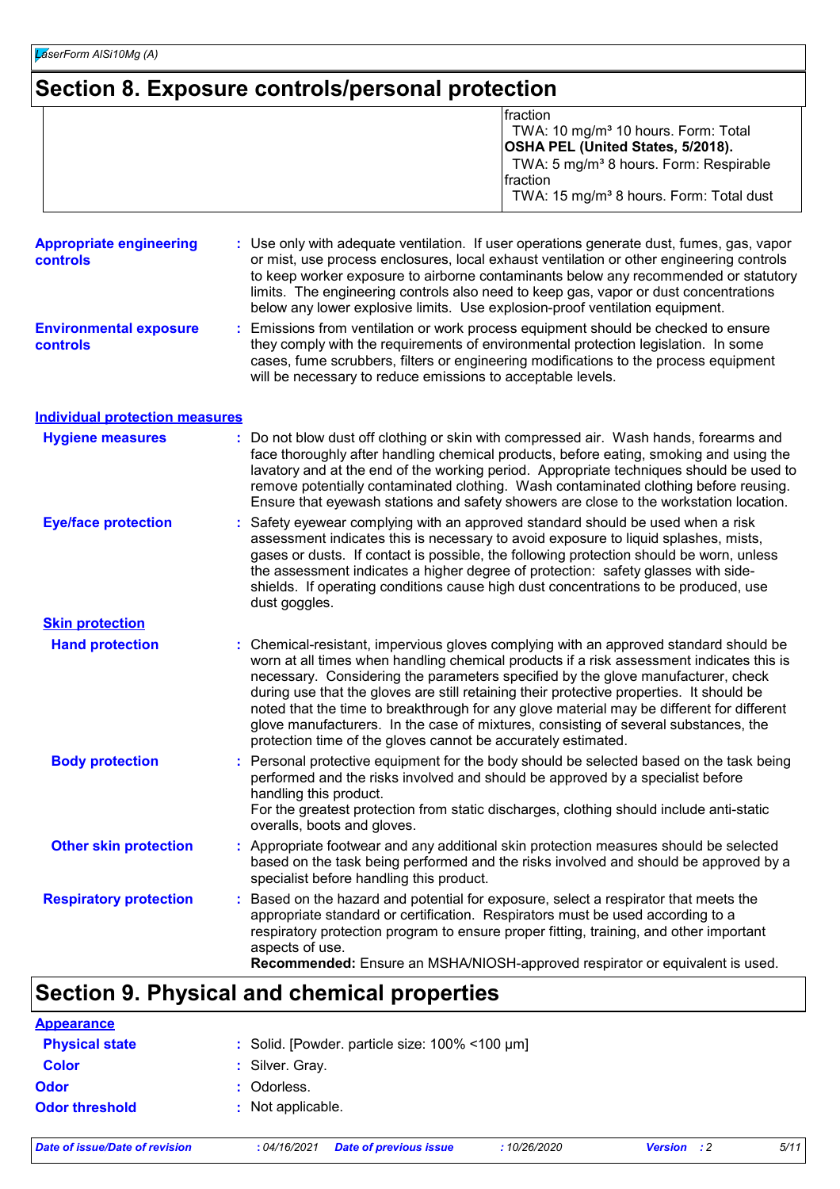# Section 8. Exposure controls/personal protection

| | |
|---|---|
| | fraction<br>TWA: 10 mg/m³ 10 hours. Form: Total<br>**OSHA PEL (United States, 5/2018).**<br>TWA: 5 mg/m³ 8 hours. Form: Respirable fraction<br>TWA: 15 mg/m³ 8 hours. Form: Total dust |

**Appropriate engineering controls** : Use only with adequate ventilation. If user operations generate dust, fumes, gas, vapor or mist, use process enclosures, local exhaust ventilation or other engineering controls to keep worker exposure to airborne contaminants below any recommended or statutory limits. The engineering controls also need to keep gas, vapor or dust concentrations below any lower explosive limits. Use explosion-proof ventilation equipment.

**Environmental exposure controls** : Emissions from ventilation or work process equipment should be checked to ensure they comply with the requirements of environmental protection legislation. In some cases, fume scrubbers, filters or engineering modifications to the process equipment will be necessary to reduce emissions to acceptable levels.

## Individual protection measures

**Hygiene measures** : Do not blow dust off clothing or skin with compressed air. Wash hands, forearms and face thoroughly after handling chemical products, before eating, smoking and using the lavatory and at the end of the working period. Appropriate techniques should be used to remove potentially contaminated clothing. Wash contaminated clothing before reusing. Ensure that eyewash stations and safety showers are close to the workstation location.

**Eye/face protection** : Safety eyewear complying with an approved standard should be used when a risk assessment indicates this is necessary to avoid exposure to liquid splashes, mists, gases or dusts. If contact is possible, the following protection should be worn, unless the assessment indicates a higher degree of protection: safety glasses with side-shields. If operating conditions cause high dust concentrations to be produced, use dust goggles.

### Skin protection

**Hand protection** : Chemical-resistant, impervious gloves complying with an approved standard should be worn at all times when handling chemical products if a risk assessment indicates this is necessary. Considering the parameters specified by the glove manufacturer, check during use that the gloves are still retaining their protective properties. It should be noted that the time to breakthrough for any glove material may be different for different glove manufacturers. In the case of mixtures, consisting of several substances, the protection time of the gloves cannot be accurately estimated.

**Body protection** : Personal protective equipment for the body should be selected based on the task being performed and the risks involved and should be approved by a specialist before handling this product.
For the greatest protection from static discharges, clothing should include anti-static overalls, boots and gloves.

**Other skin protection** : Appropriate footwear and any additional skin protection measures should be selected based on the task being performed and the risks involved and should be approved by a specialist before handling this product.

**Respiratory protection** : Based on the hazard and potential for exposure, select a respirator that meets the appropriate standard or certification. Respirators must be used according to a respiratory protection program to ensure proper fitting, training, and other important aspects of use.
**Recommended:** Ensure an MSHA/NIOSH-approved respirator or equivalent is used.

# Section 9. Physical and chemical properties

## Appearance

**Physical state** : Solid. [Powder. particle size: 100% <100 µm]

**Color** : Silver. Gray.

**Odor** : Odorless.

**Odor threshold** : Not applicable.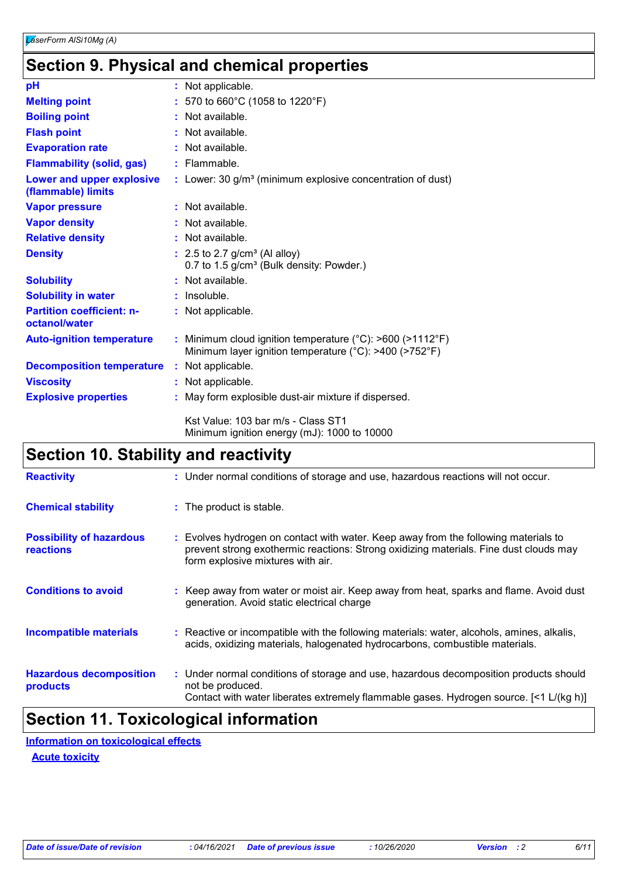## Section 9. Physical and chemical properties

| Property | Value |
|---|---|
| **pH** | Not applicable. |
| **Melting point** | 570 to 660°C (1058 to 1220°F) |
| **Boiling point** | Not available. |
| **Flash point** | Not available. |
| **Evaporation rate** | Not available. |
| **Flammability (solid, gas)** | Flammable. |
| **Lower and upper explosive (flammable) limits** | Lower: 30 g/m³ (minimum explosive concentration of dust) |
| **Vapor pressure** | Not available. |
| **Vapor density** | Not available. |
| **Relative density** | Not available. |
| **Density** | 2.5 to 2.7 g/cm³ (Al alloy)<br>0.7 to 1.5 g/cm³ (Bulk density: Powder.) |
| **Solubility** | Not available. |
| **Solubility in water** | Insoluble. |
| **Partition coefficient: n-octanol/water** | Not applicable. |
| **Auto-ignition temperature** | Minimum cloud ignition temperature (°C): >600 (>1112°F)<br>Minimum layer ignition temperature (°C): >400 (>752°F) |
| **Decomposition temperature** | Not applicable. |
| **Viscosity** | Not applicable. |
| **Explosive properties** | May form explosive dust-air mixture if dispersed.<br><br>Kst Value: 103 bar m/s - Class ST1<br>Minimum ignition energy (mJ): 1000 to 10000 |

## Section 10. Stability and reactivity

| Item | Information |
|---|---|
| **Reactivity** | Under normal conditions of storage and use, hazardous reactions will not occur. |
| **Chemical stability** | The product is stable. |
| **Possibility of hazardous reactions** | Evolves hydrogen on contact with water. Keep away from the following materials to prevent strong exothermic reactions: Strong oxidizing materials. Fine dust clouds may form explosive mixtures with air. |
| **Conditions to avoid** | Keep away from water or moist air. Keep away from heat, sparks and flame. Avoid dust generation. Avoid static electrical charge |
| **Incompatible materials** | Reactive or incompatible with the following materials: water, alcohols, amines, alkalis, acids, oxidizing materials, halogenated hydrocarbons, combustible materials. |
| **Hazardous decomposition products** | Under normal conditions of storage and use, hazardous decomposition products should not be produced.<br>Contact with water liberates extremely flammable gases. Hydrogen source. [<1 L/(kg h)] |

## Section 11. Toxicological information

**Information on toxicological effects**

**Acute toxicity**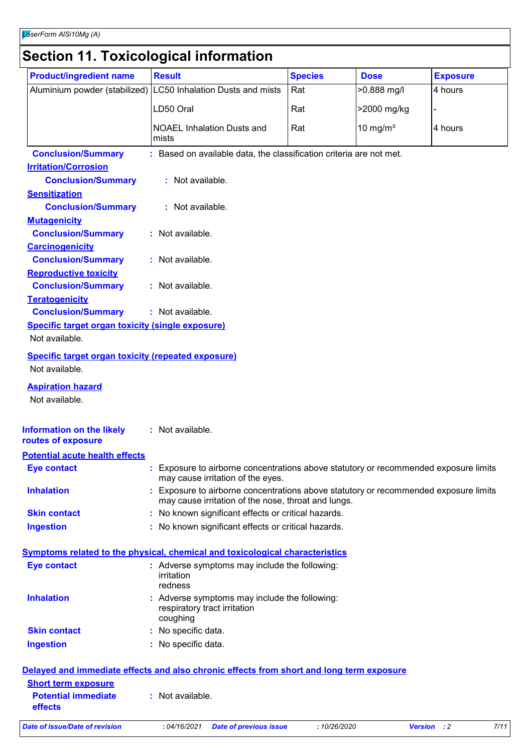# Section 11. Toxicological information

| Product/ingredient name | Result | Species | Dose | Exposure |
|---|---|---|---|---|
| Aluminium powder (stabilized) | LC50 Inhalation Dusts and mists | Rat | >0.888 mg/l | 4 hours |
| | LD50 Oral | Rat | >2000 mg/kg | - |
| | NOAEL Inhalation Dusts and mists | Rat | 10 mg/m³ | 4 hours |

**Conclusion/Summary** : Based on available data, the classification criteria are not met.

**Irritation/Corrosion**

**Conclusion/Summary** : Not available.

**Sensitization**

**Conclusion/Summary** : Not available.

**Mutagenicity**

**Conclusion/Summary** : Not available.

**Carcinogenicity**

**Conclusion/Summary** : Not available.

**Reproductive toxicity**

**Conclusion/Summary** : Not available.

**Teratogenicity**

**Conclusion/Summary** : Not available.

**Specific target organ toxicity (single exposure)**

Not available.

**Specific target organ toxicity (repeated exposure)**

Not available.

**Aspiration hazard**

Not available.

**Information on the likely routes of exposure** : Not available.

**Potential acute health effects**

**Eye contact** : Exposure to airborne concentrations above statutory or recommended exposure limits may cause irritation of the eyes.

**Inhalation** : Exposure to airborne concentrations above statutory or recommended exposure limits may cause irritation of the nose, throat and lungs.

**Skin contact** : No known significant effects or critical hazards.

**Ingestion** : No known significant effects or critical hazards.

**Symptoms related to the physical, chemical and toxicological characteristics**

**Eye contact** : Adverse symptoms may include the following:
irritation
redness

**Inhalation** : Adverse symptoms may include the following:
respiratory tract irritation
coughing

**Skin contact** : No specific data.

**Ingestion** : No specific data.

**Delayed and immediate effects and also chronic effects from short and long term exposure**

**Short term exposure**

**Potential immediate effects** : Not available.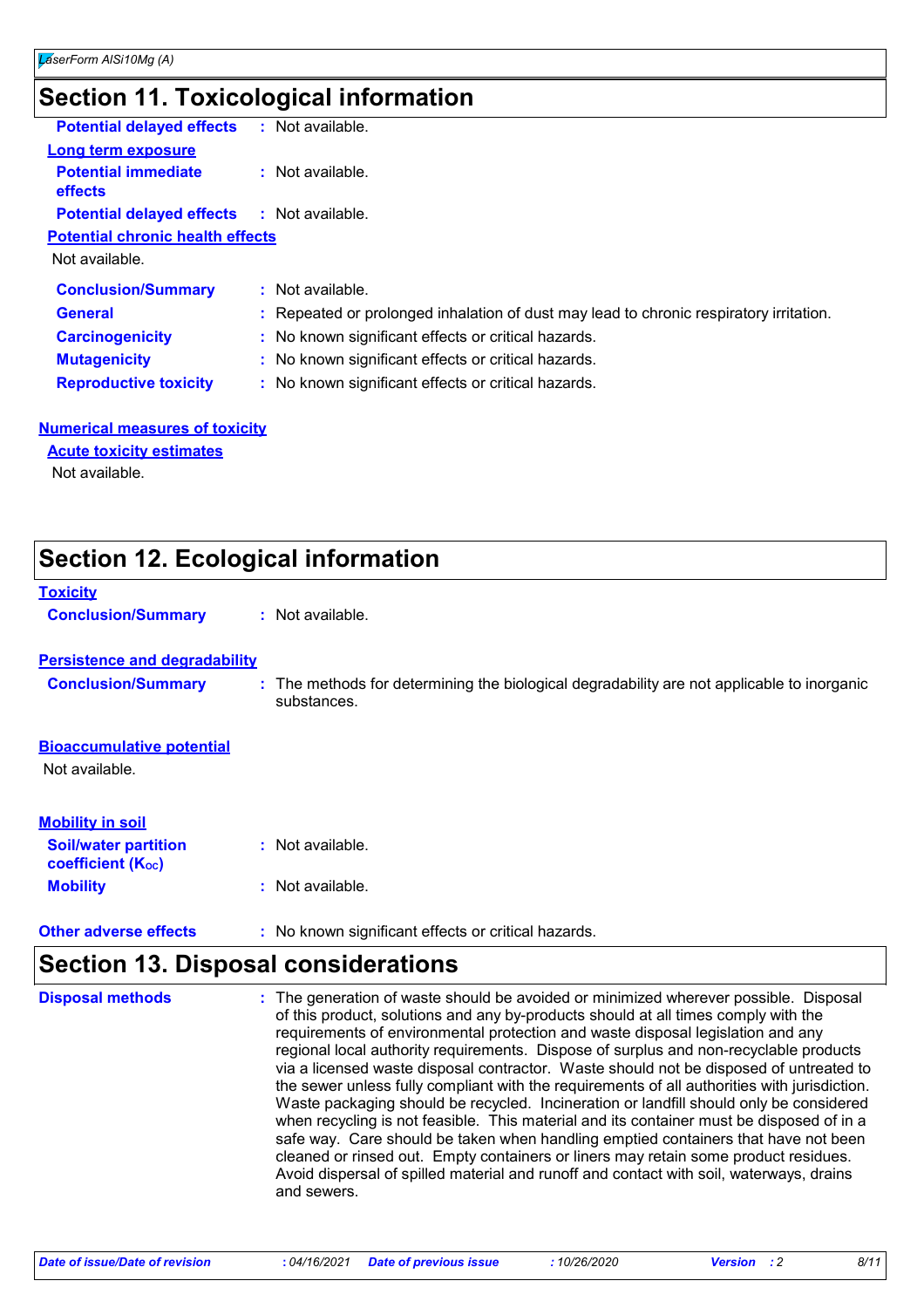## Section 11. Toxicological information

**Potential delayed effects** : Not available.

**Long term exposure**

**Potential immediate effects** : Not available.

**Potential delayed effects** : Not available.

**Potential chronic health effects**

Not available.

**Conclusion/Summary** : Not available.

**General** : Repeated or prolonged inhalation of dust may lead to chronic respiratory irritation.

**Carcinogenicity** : No known significant effects or critical hazards.

**Mutagenicity** : No known significant effects or critical hazards.

**Reproductive toxicity** : No known significant effects or critical hazards.

**Numerical measures of toxicity**

**Acute toxicity estimates**

Not available.

## Section 12. Ecological information

**Toxicity**

**Conclusion/Summary** : Not available.

**Persistence and degradability**

**Conclusion/Summary** : The methods for determining the biological degradability are not applicable to inorganic substances.

**Bioaccumulative potential**

Not available.

**Mobility in soil**

**Soil/water partition coefficient ($K_{OC}$)** : Not available.

**Mobility** : Not available.

**Other adverse effects** : No known significant effects or critical hazards.

## Section 13. Disposal considerations

**Disposal methods** : The generation of waste should be avoided or minimized wherever possible. Disposal of this product, solutions and any by-products should at all times comply with the requirements of environmental protection and waste disposal legislation and any regional local authority requirements. Dispose of surplus and non-recyclable products via a licensed waste disposal contractor. Waste should not be disposed of untreated to the sewer unless fully compliant with the requirements of all authorities with jurisdiction. Waste packaging should be recycled. Incineration or landfill should only be considered when recycling is not feasible. This material and its container must be disposed of in a safe way. Care should be taken when handling emptied containers that have not been cleaned or rinsed out. Empty containers or liners may retain some product residues. Avoid dispersal of spilled material and runoff and contact with soil, waterways, drains and sewers.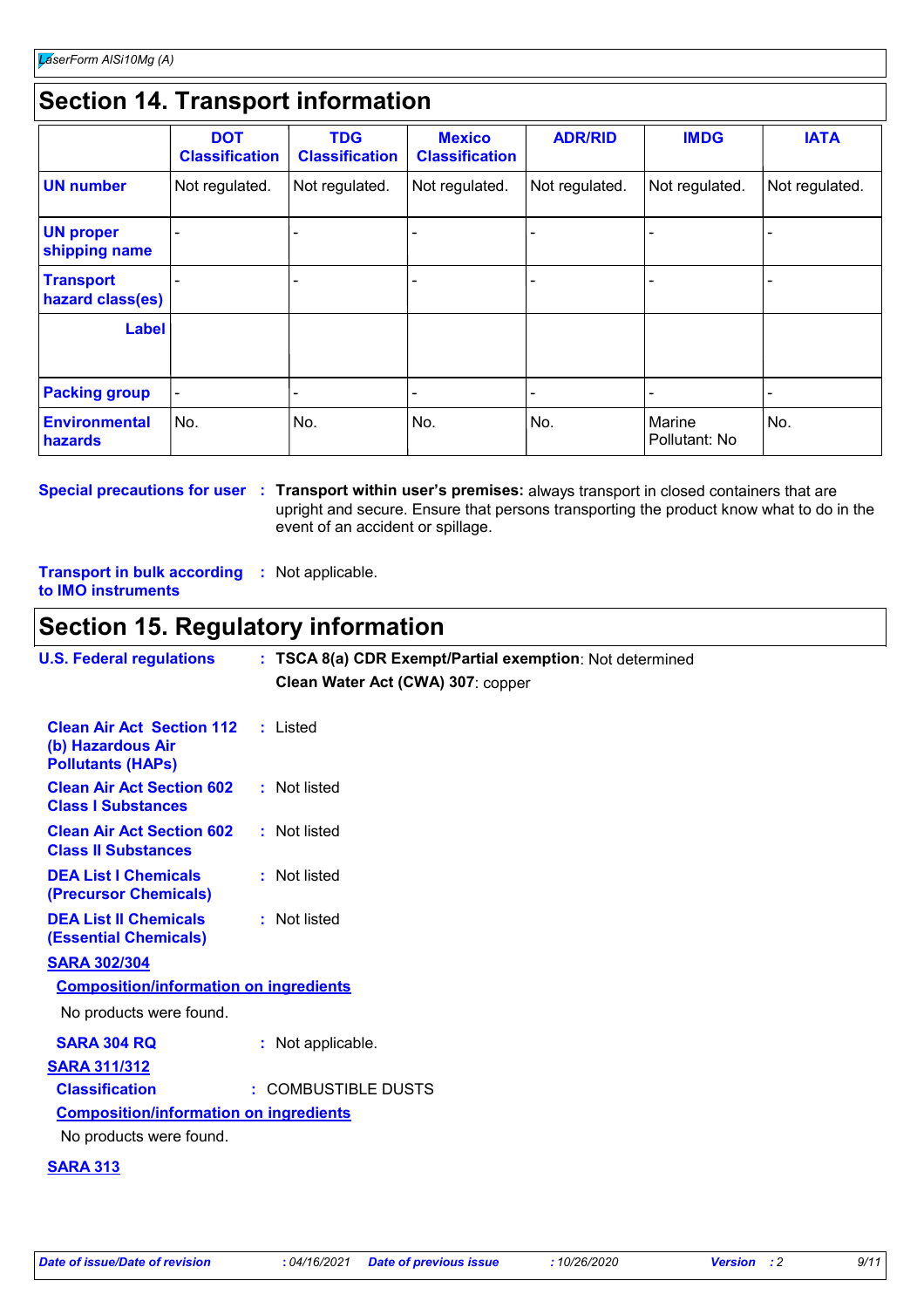## Section 14. Transport information

| | DOT Classification | TDG Classification | Mexico Classification | ADR/RID | IMDG | IATA |
|---|---|---|---|---|---|---|
| **UN number** | Not regulated. | Not regulated. | Not regulated. | Not regulated. | Not regulated. | Not regulated. |
| **UN proper shipping name** | - | - | - | - | - | - |
| **Transport hazard class(es)** | - | - | - | - | - | - |
| **Label** | | | | | | |
| **Packing group** | - | - | - | - | - | - |
| **Environmental hazards** | No. | No. | No. | No. | Marine Pollutant: No | No. |

**Special precautions for user** : **Transport within user's premises:** always transport in closed containers that are upright and secure. Ensure that persons transporting the product know what to do in the event of an accident or spillage.

**Transport in bulk according to IMO instruments** : Not applicable.

## Section 15. Regulatory information

**U.S. Federal regulations** : **TSCA 8(a) CDR Exempt/Partial exemption**: Not determined

**Clean Water Act (CWA) 307**: copper

**Clean Air Act Section 112 (b) Hazardous Air Pollutants (HAPs)** : Listed

**Clean Air Act Section 602 Class I Substances** : Not listed

**Clean Air Act Section 602 Class II Substances** : Not listed

**DEA List I Chemicals (Precursor Chemicals)** : Not listed

**DEA List II Chemicals (Essential Chemicals)** : Not listed

**SARA 302/304**

**Composition/information on ingredients**

No products were found.

**SARA 304 RQ** : Not applicable.

**SARA 311/312**

**Classification** : COMBUSTIBLE DUSTS

**Composition/information on ingredients**

No products were found.

**SARA 313**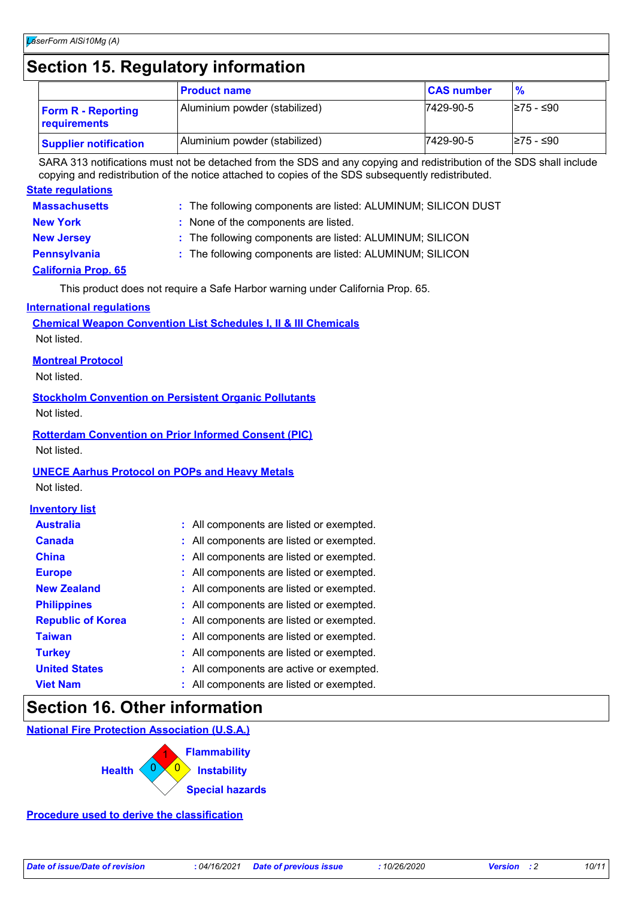## Section 15. Regulatory information

| | Product name | CAS number | % |
|---|---|---|---|
| **Form R - Reporting requirements** | Aluminium powder (stabilized) | 7429-90-5 | ≥75 - ≤90 |
| **Supplier notification** | Aluminium powder (stabilized) | 7429-90-5 | ≥75 - ≤90 |

SARA 313 notifications must not be detached from the SDS and any copying and redistribution of the SDS shall include copying and redistribution of the notice attached to copies of the SDS subsequently redistributed.

**State regulations**

**Massachusetts** : The following components are listed: ALUMINUM; SILICON DUST

**New York** : None of the components are listed.

**New Jersey** : The following components are listed: ALUMINUM; SILICON

**Pennsylvania** : The following components are listed: ALUMINUM; SILICON

**California Prop. 65**

This product does not require a Safe Harbor warning under California Prop. 65.

**International regulations**

**Chemical Weapon Convention List Schedules I, II & III Chemicals**

Not listed.

**Montreal Protocol**

Not listed.

**Stockholm Convention on Persistent Organic Pollutants**

Not listed.

**Rotterdam Convention on Prior Informed Consent (PIC)**

Not listed.

**UNECE Aarhus Protocol on POPs and Heavy Metals**

Not listed.

**Inventory list**

**Australia** : All components are listed or exempted.

**Canada** : All components are listed or exempted.

**China** : All components are listed or exempted.

**Europe** : All components are listed or exempted.

**New Zealand** : All components are listed or exempted.

**Philippines** : All components are listed or exempted.

**Republic of Korea** : All components are listed or exempted.

**Taiwan** : All components are listed or exempted.

**Turkey** : All components are listed or exempted.

**United States** : All components are active or exempted.

**Viet Nam** : All components are listed or exempted.

## Section 16. Other information

**National Fire Protection Association (U.S.A.)**

Health: 0
Flammability: 1
Instability: 0
Special hazards:

**Procedure used to derive the classification**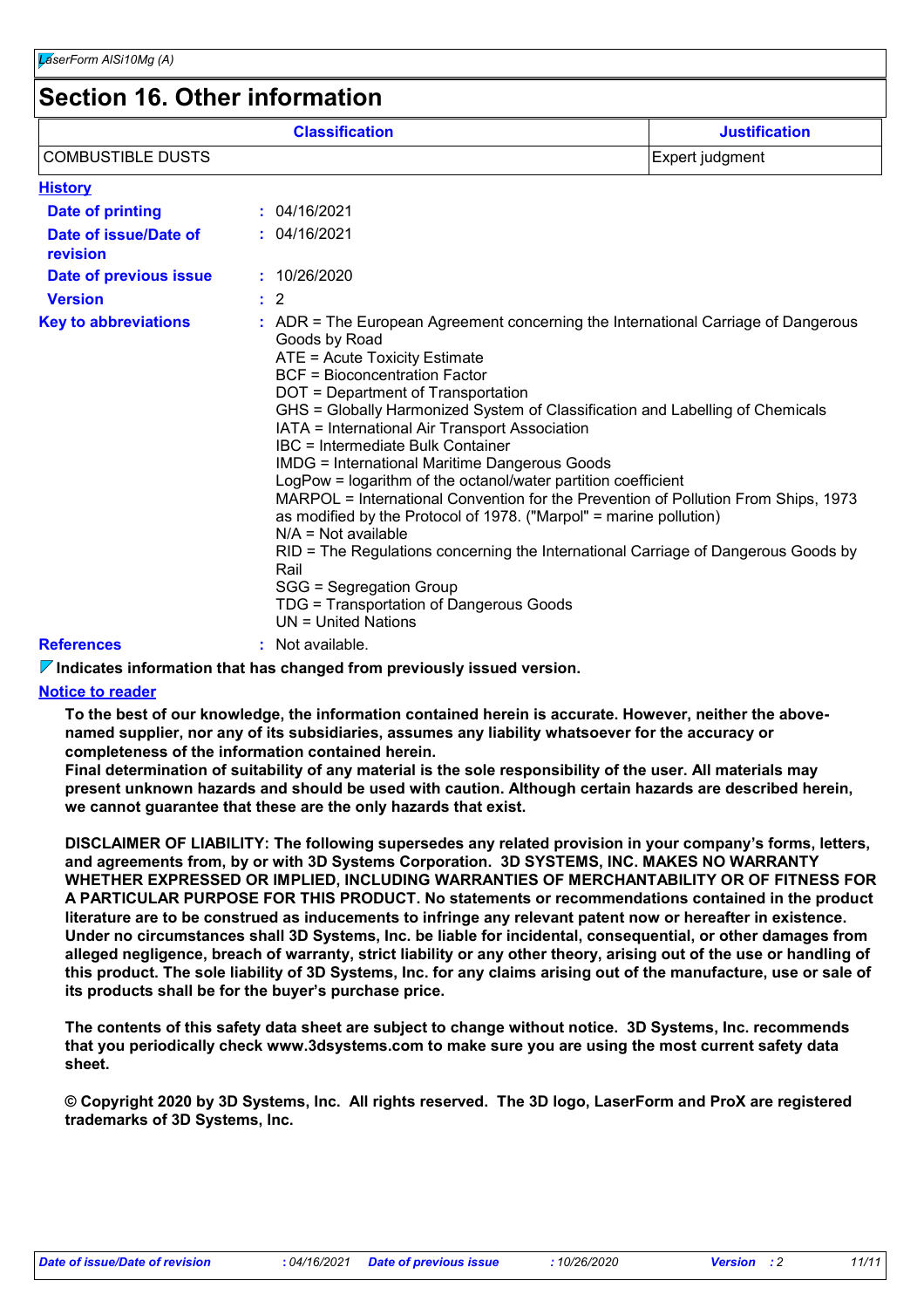# Section 16. Other information

| Classification | Justification |
|---|---|
| COMBUSTIBLE DUSTS | Expert judgment |

**History**

**Date of printing** : 04/16/2021

**Date of issue/Date of revision** : 04/16/2021

**Date of previous issue** : 10/26/2020

**Version** : 2

**Key to abbreviations** : ADR = The European Agreement concerning the International Carriage of Dangerous Goods by Road
ATE = Acute Toxicity Estimate
BCF = Bioconcentration Factor
DOT = Department of Transportation
GHS = Globally Harmonized System of Classification and Labelling of Chemicals
IATA = International Air Transport Association
IBC = Intermediate Bulk Container
IMDG = International Maritime Dangerous Goods
LogPow = logarithm of the octanol/water partition coefficient
MARPOL = International Convention for the Prevention of Pollution From Ships, 1973 as modified by the Protocol of 1978. ("Marpol" = marine pollution)
N/A = Not available
RID = The Regulations concerning the International Carriage of Dangerous Goods by Rail
SGG = Segregation Group
TDG = Transportation of Dangerous Goods
UN = United Nations

**References** : Not available.

**Indicates information that has changed from previously issued version.**

**Notice to reader**

**To the best of our knowledge, the information contained herein is accurate. However, neither the above-named supplier, nor any of its subsidiaries, assumes any liability whatsoever for the accuracy or completeness of the information contained herein.**
**Final determination of suitability of any material is the sole responsibility of the user. All materials may present unknown hazards and should be used with caution. Although certain hazards are described herein, we cannot guarantee that these are the only hazards that exist.**

**DISCLAIMER OF LIABILITY: The following supersedes any related provision in your company's forms, letters, and agreements from, by or with 3D Systems Corporation. 3D SYSTEMS, INC. MAKES NO WARRANTY WHETHER EXPRESSED OR IMPLIED, INCLUDING WARRANTIES OF MERCHANTABILITY OR OF FITNESS FOR A PARTICULAR PURPOSE FOR THIS PRODUCT. No statements or recommendations contained in the product literature are to be construed as inducements to infringe any relevant patent now or hereafter in existence. Under no circumstances shall 3D Systems, Inc. be liable for incidental, consequential, or other damages from alleged negligence, breach of warranty, strict liability or any other theory, arising out of the use or handling of this product. The sole liability of 3D Systems, Inc. for any claims arising out of the manufacture, use or sale of its products shall be for the buyer's purchase price.**

**The contents of this safety data sheet are subject to change without notice. 3D Systems, Inc. recommends that you periodically check www.3dsystems.com to make sure you are using the most current safety data sheet.**

**© Copyright 2020 by 3D Systems, Inc. All rights reserved. The 3D logo, LaserForm and ProX are registered trademarks of 3D Systems, Inc.**